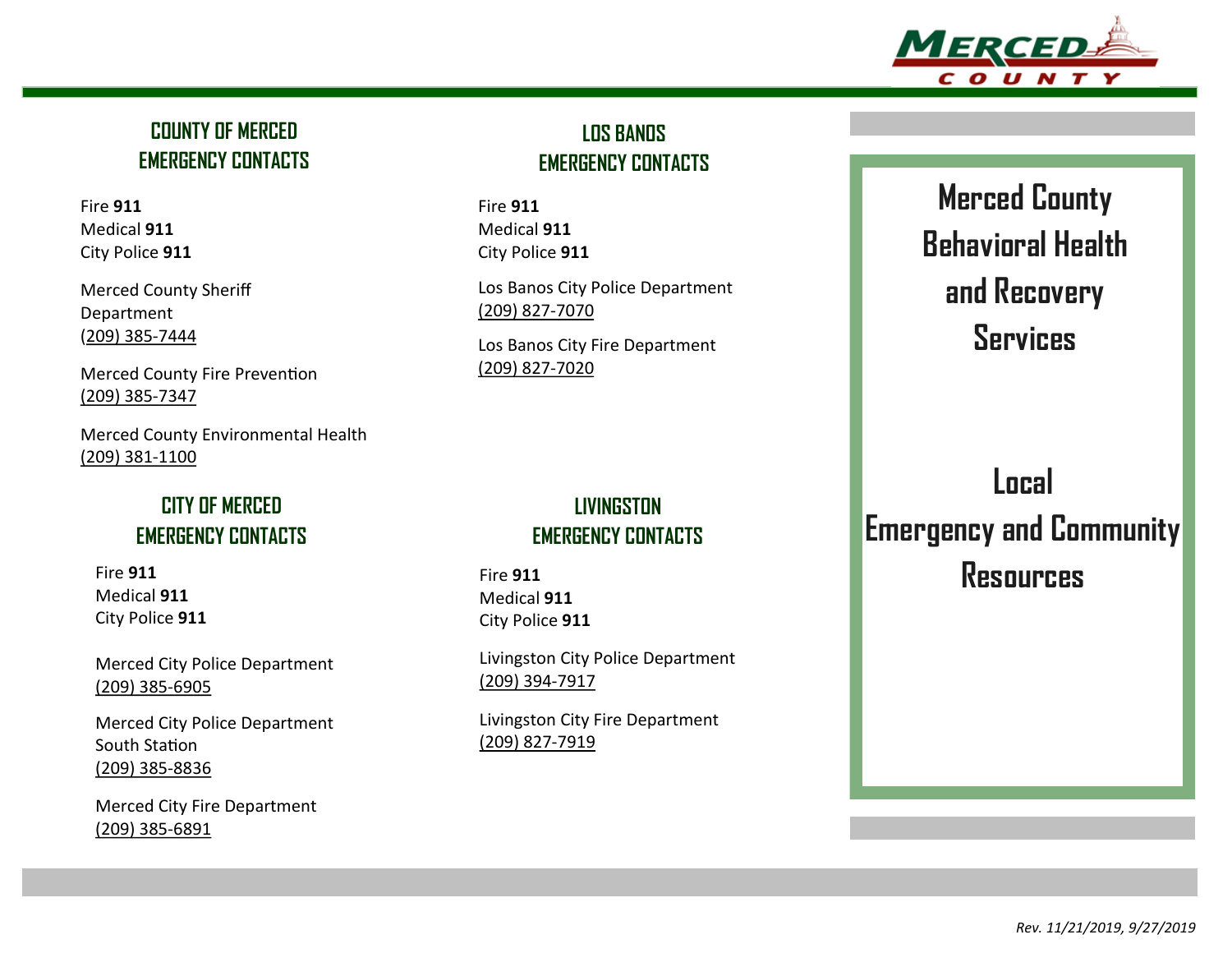## COUNTY OF MERCED EMERGENCY CONTACTS

Fire **911**
Medical **911**
City Police **911**

Merced County Sheriff Department
(209) 385-7444

Merced County Fire Prevention
(209) 385-7347

Merced County Environmental Health
(209) 381-1100

## CITY OF MERCED EMERGENCY CONTACTS

Fire **911**
Medical **911**
City Police **911**

Merced City Police Department
(209) 385-6905

Merced City Police Department South Station
(209) 385-8836

Merced City Fire Department
(209) 385-6891

## LOS BANOS EMERGENCY CONTACTS

Fire **911**
Medical **911**
City Police **911**

Los Banos City Police Department
(209) 827-7070

Los Banos City Fire Department
(209) 827-7020

## LIVINGSTON EMERGENCY CONTACTS

Fire **911**
Medical **911**
City Police **911**

Livingston City Police Department
(209) 394-7917

Livingston City Fire Department
(209) 827-7919

MERCED COUNTY

# Merced County Behavioral Health and Recovery Services

# Local Emergency and Community Resources

*Rev. 11/21/2019, 9/27/2019*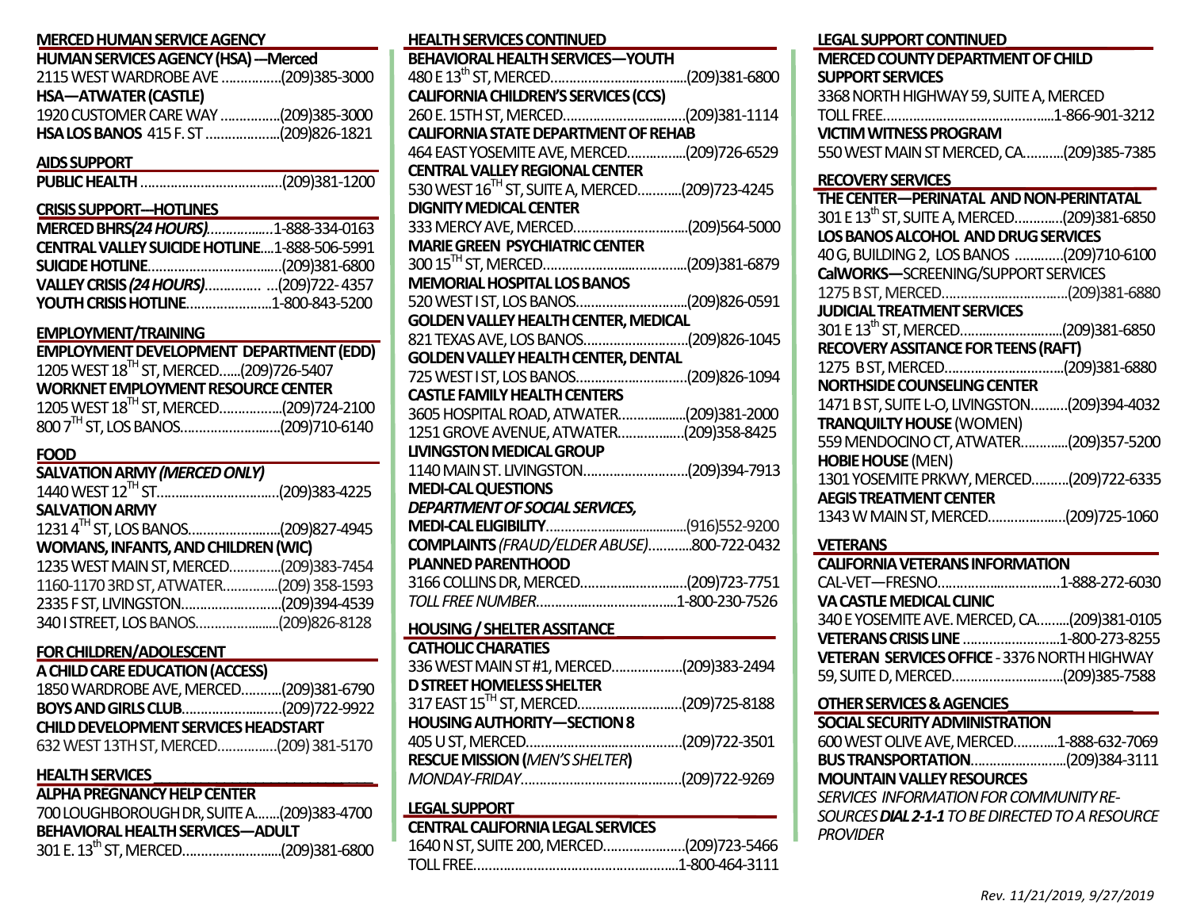## MERCED HUMAN SERVICE AGENCY

**HUMAN SERVICES AGENCY (HSA) —Merced**
2115 WEST WARDROBE AVE ................(209)385-3000
**HSA—ATWATER (CASTLE)**
1920 CUSTOMER CARE WAY ................(209)385-3000
**HSA LOS BANOS** 415 F. ST ....................(209)826-1821

## AIDS SUPPORT

**PUBLIC HEALTH** ......................................(209)381-1200

## CRISIS SUPPORT—HOTLINES

**MERCED BHRS *(24 HOURS)***..................1-888-334-0163
**CENTRAL VALLEY SUICIDE HOTLINE**....1-888-506-5991
**SUICIDE HOTLINE**....................................(209)381-6800
**VALLEY CRISIS *(24 HOURS)***............... ...(209)722- 4357
**YOUTH CRISIS HOTLINE**.......................1-800-843-5200

## EMPLOYMENT/TRAINING

**EMPLOYMENT DEVELOPMENT DEPARTMENT (EDD)**
1205 WEST 18TH ST, MERCED......(209)726-5407
**WORKNET EMPLOYMENT RESOURCE CENTER**
1205 WEST 18TH ST, MERCED.................(209)724-2100
800 7TH ST, LOS BANOS...........................(209)710-6140

## FOOD

**SALVATION ARMY *(MERCED ONLY)***
1440 WEST 12TH ST.................................(209)383-4225
**SALVATION ARMY**
1231 4TH ST, LOS BANOS.........................(209)827-4945
**WOMANS, INFANTS, AND CHILDREN (WIC)**
1235 WEST MAIN ST, MERCED.............(209)383-7454
1160-1170 3RD ST, ATWATER..............(209) 358-1593
2335 F ST, LIVINGSTON...........................(209)394-4539
340 I STREET, LOS BANOS.......................(209)826-8128

## FOR CHILDREN/ADOLESCENT

**A CHILD CARE EDUCATION (ACCESS)**
1850 WARDROBE AVE, MERCED...........(209)381-6790
**BOYS AND GIRLS CLUB**...........................(209)722-9922
**CHILD DEVELOPMENT SERVICES HEADSTART**
632 WEST 13TH ST, MERCED................(209) 381-5170

## HEALTH SERVICES

**ALPHA PREGNANCY HELP CENTER**
700 LOUGHBOROUGH DR, SUITE A.......(209)383-4700
**BEHAVIORAL HEALTH SERVICES—ADULT**
301 E. 13th ST, MERCED...........................(209)381-6800

## HEALTH SERVICES CONTINUED

**BEHAVIORAL HEALTH SERVICES—YOUTH**
480 E 13th ST, MERCED......................................(209)381-6800
**CALIFORNIA CHILDREN'S SERVICES (CCS)**
260 E. 15TH ST, MERCED.................................(209)381-1114
**CALIFORNIA STATE DEPARTMENT OF REHAB**
464 EAST YOSEMITE AVE, MERCED................(209)726-6529
**CENTRAL VALLEY REGIONAL CENTER**
530 WEST 16TH ST, SUITE A, MERCED............(209)723-4245
**DIGNITY MEDICAL CENTER**
333 MERCY AVE, MERCED...............................(209)564-5000
**MARIE GREEN PSYCHIATRIC CENTER**
300 15TH ST, MERCED.......................................(209)381-6879
**MEMORIAL HOSPITAL LOS BANOS**
520 WEST I ST, LOS BANOS..............................(209)826-0591
**GOLDEN VALLEY HEALTH CENTER, MEDICAL**
821 TEXAS AVE, LOS BANOS............................(209)826-1045
**GOLDEN VALLEY HEALTH CENTER, DENTAL**
725 WEST I ST, LOS BANOS..............................(209)826-1094
**CASTLE FAMILY HEALTH CENTERS**
3605 HOSPITAL ROAD, ATWATER...................(209)381-2000
1251 GROVE AVENUE, ATWATER.................(209)358-8425
**LIVINGSTON MEDICAL GROUP**
1140 MAIN ST. LIVINGSTON.............................(209)394-7913
**MEDI-CAL QUESTIONS**
***DEPARTMENT OF SOCIAL SERVICES,***
**MEDI-CAL ELIGIBILITY**........................................(916)552-9200
**COMPLAINTS** *(FRAUD/ELDER ABUSE)*............800-722-0432
**PLANNED PARENTHOOD**
3166 COLLINS DR, MERCED.............................(209)723-7751
*TOLL FREE NUMBER*.......................................1-800-230-7526

## HOUSING / SHELTER ASSITANCE

**CATHOLIC CHARATIES**
336 WEST MAIN ST #1, MERCED...................(209)383-2494
**D STREET HOMELESS SHELTER**
317 EAST 15TH ST, MERCED............................(209)725-8188
**HOUSING AUTHORITY—SECTION 8**
405 U ST, MERCED...........................................(209)722-3501
**RESCUE MISSION (*MEN'S SHELTER*)**
*MONDAY-FRIDAY*...........................................(209)722-9269

## LEGAL SUPPORT

**CENTRAL CALIFORNIA LEGAL SERVICES**
1640 N ST, SUITE 200, MERCED......................(209)723-5466
TOLL FREE.......................................................1-800-464-3111

## LEGAL SUPPORT CONTINUED

**MERCED COUNTY DEPARTMENT OF CHILD SUPPORT SERVICES**
3368 NORTH HIGHWAY 59, SUITE A, MERCED
TOLL FREE..............................................1-866-901-3212
**VICTIM WITNESS PROGRAM**
550 WEST MAIN ST MERCED, CA...........(209)385-7385

## RECOVERY SERVICES

**THE CENTER—PERINATAL AND NON-PERINTATAL**
301 E 13th ST, SUITE A, MERCED.............(209)381-6850
**LOS BANOS ALCOHOL AND DRUG SERVICES**
40 G, BUILDING 2, LOS BANOS .............(209)710-6100
**CalWORKS**—SCREENING/SUPPORT SERVICES
1275 B ST, MERCED.................................(209)381-6880
**JUDICIAL TREATMENT SERVICES**
301 E 13th ST, MERCED...........................(209)381-6850
**RECOVERY ASSITANCE FOR TEENS (RAFT)**
1275 B ST, MERCED................................(209)381-6880
**NORTHSIDE COUNSELING CENTER**
1471 B ST, SUITE L-O, LIVINGSTON..........(209)394-4032
**TRANQUILTY HOUSE** (WOMEN)
559 MENDOCINO CT, ATWATER.............(209)357-5200
**HOBIE HOUSE** (MEN)
1301 YOSEMITE PRKWY, MERCED..........(209)722-6335
**AEGIS TREATMENT CENTER**
1343 W MAIN ST, MERCED.....................(209)725-1060

## VETERANS

**CALIFORNIA VETERANS INFORMATION**
CAL-VET—FRESNO..................................1-888-272-6030
**VA CASTLE MEDICAL CLINIC**
340 E YOSEMITE AVE. MERCED, CA.........(209)381-0105
**VETERANS CRISIS LINE** ..........................1-800-273-8255
**VETERAN SERVICES OFFICE** - 3376 NORTH HIGHWAY 59, SUITE D, MERCED..............................(209)385-7588

## OTHER SERVICES & AGENCIES

**SOCIAL SECURITY ADMINISTRATION**
600 WEST OLIVE AVE, MERCED............1-888-632-7069
**BUS TRANSPORTATION**..........................(209)384-3111
**MOUNTAIN VALLEY RESOURCES**
*SERVICES INFORMATION FOR COMMUNITY RESOURCES **DIAL 2-1-1** TO BE DIRECTED TO A RESOURCE PROVIDER*

*Rev. 11/21/2019, 9/27/2019*